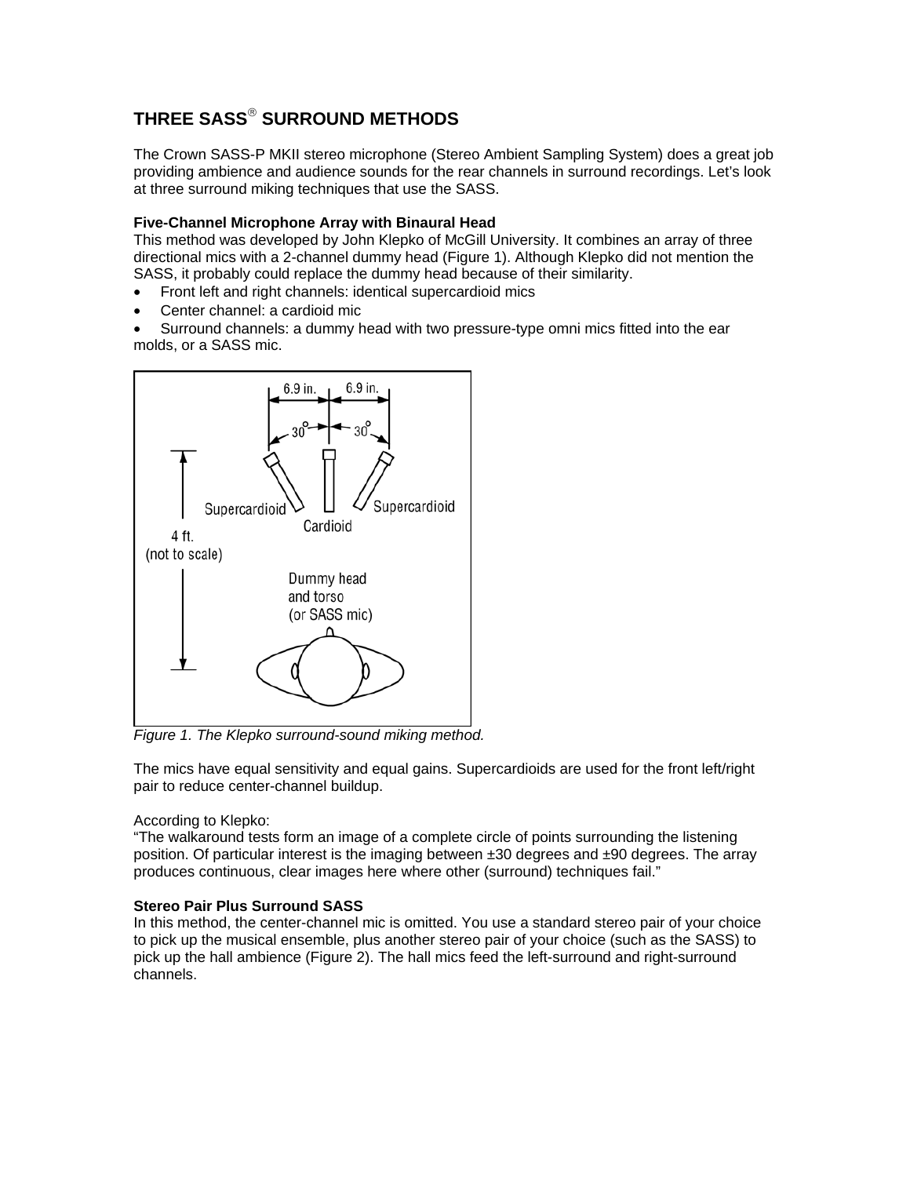## THREE SASS® SURROUND METHODS

The Crown SASS-P MKII stereo microphone (Stereo Ambient Sampling System) does a great job providing ambience and audience sounds for the rear channels in surround recordings. Let's look at three surround miking techniques that use the SASS.

### Five-Channel Microphone Array with Binaural Head

This method was developed by John Klepko of McGill University. It combines an array of three directional mics with a 2-channel dummy head (Figure 1). Although Klepko did not mention the SASS, it probably could replace the dummy head because of their similarity.

- Front left and right channels: identical supercardioid mics
- Center channel: a cardioid mic
- Surround channels: a dummy head with two pressure-type omni mics fitted into the ear molds, or a SASS mic.

*Figure 1. The Klepko surround-sound miking method.*

The mics have equal sensitivity and equal gains. Supercardioids are used for the front left/right pair to reduce center-channel buildup.

According to Klepko:

"The walkaround tests form an image of a complete circle of points surrounding the listening position. Of particular interest is the imaging between ±30 degrees and ±90 degrees. The array produces continuous, clear images here where other (surround) techniques fail."

### Stereo Pair Plus Surround SASS

In this method, the center-channel mic is omitted. You use a standard stereo pair of your choice to pick up the musical ensemble, plus another stereo pair of your choice (such as the SASS) to pick up the hall ambience (Figure 2). The hall mics feed the left-surround and right-surround channels.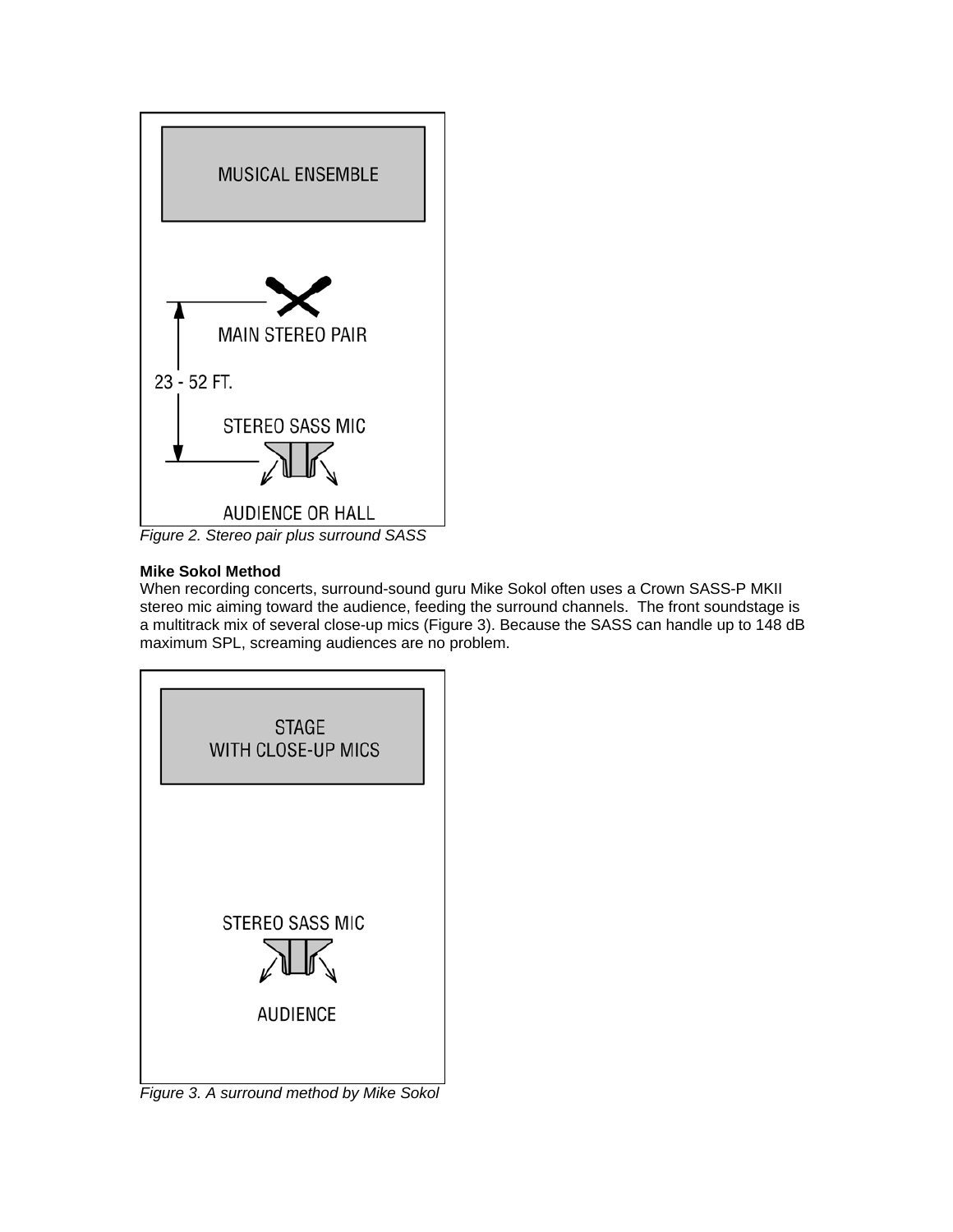MUSICAL ENSEMBLE

MAIN STEREO PAIR

23 - 52 FT.

STEREO SASS MIC

AUDIENCE OR HALL

*Figure 2. Stereo pair plus surround SASS*

**Mike Sokol Method**

When recording concerts, surround-sound guru Mike Sokol often uses a Crown SASS-P MKII stereo mic aiming toward the audience, feeding the surround channels. The front soundstage is a multitrack mix of several close-up mics (Figure 3). Because the SASS can handle up to 148 dB maximum SPL, screaming audiences are no problem.

STAGE
WITH CLOSE-UP MICS

STEREO SASS MIC

AUDIENCE

*Figure 3. A surround method by Mike Sokol*